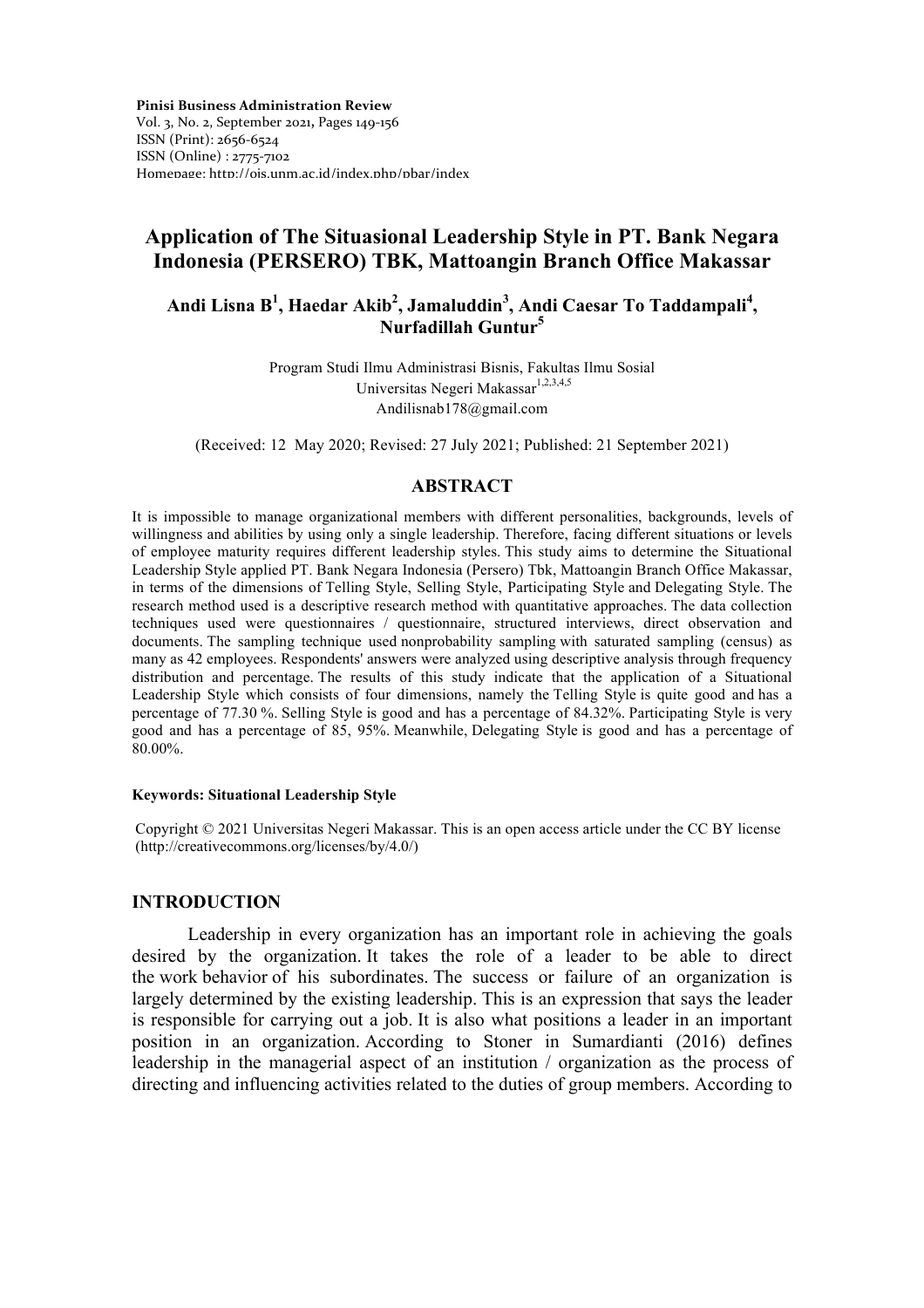Pinisi Business Administration Review
Vol. 3, No. 2, September 2021, Pages 149-156
ISSN (Print): 2656-6524
ISSN (Online) : 2775-7102
Homepage: http://ojs.unm.ac.id/index.php/pbar/index

# Application of The Situasional Leadership Style in PT. Bank Negara Indonesia (PERSERO) TBK, Mattoangin Branch Office Makassar

**Andi Lisna B[1], Haedar Akib[2], Jamaluddin[3], Andi Caesar To Taddampali[4], Nurfadillah Guntur[5]**

Program Studi Ilmu Administrasi Bisnis, Fakultas Ilmu Sosial
Universitas Negeri Makassar[1,2,3,4,5]
Andilisnab178@gmail.com

(Received: 12 May 2020; Revised: 27 July 2021; Published: 21 September 2021)

## ABSTRACT

It is impossible to manage organizational members with different personalities, backgrounds, levels of willingness and abilities by using only a single leadership. Therefore, facing different situations or levels of employee maturity requires different leadership styles. This study aims to determine the Situational Leadership Style applied PT. Bank Negara Indonesia (Persero) Tbk, Mattoangin Branch Office Makassar, in terms of the dimensions of Telling Style, Selling Style, Participating Style and Delegating Style. The research method used is a descriptive research method with quantitative approaches. The data collection techniques used were questionnaires / questionnaire, structured interviews, direct observation and documents. The sampling technique used nonprobability sampling with saturated sampling (census) as many as 42 employees. Respondents' answers were analyzed using descriptive analysis through frequency distribution and percentage. The results of this study indicate that the application of a Situational Leadership Style which consists of four dimensions, namely the Telling Style is quite good and has a percentage of 77.30 %. Selling Style is good and has a percentage of 84.32%. Participating Style is very good and has a percentage of 85, 95%. Meanwhile, Delegating Style is good and has a percentage of 80.00%.

**Keywords: Situational Leadership Style**

Copyright © 2021 Universitas Negeri Makassar. This is an open access article under the CC BY license (http://creativecommons.org/licenses/by/4.0/)

## INTRODUCTION

Leadership in every organization has an important role in achieving the goals desired by the organization. It takes the role of a leader to be able to direct the work behavior of his subordinates. The success or failure of an organization is largely determined by the existing leadership. This is an expression that says the leader is responsible for carrying out a job. It is also what positions a leader in an important position in an organization. According to Stoner in Sumardianti (2016) defines leadership in the managerial aspect of an institution / organization as the process of directing and influencing activities related to the duties of group members. According to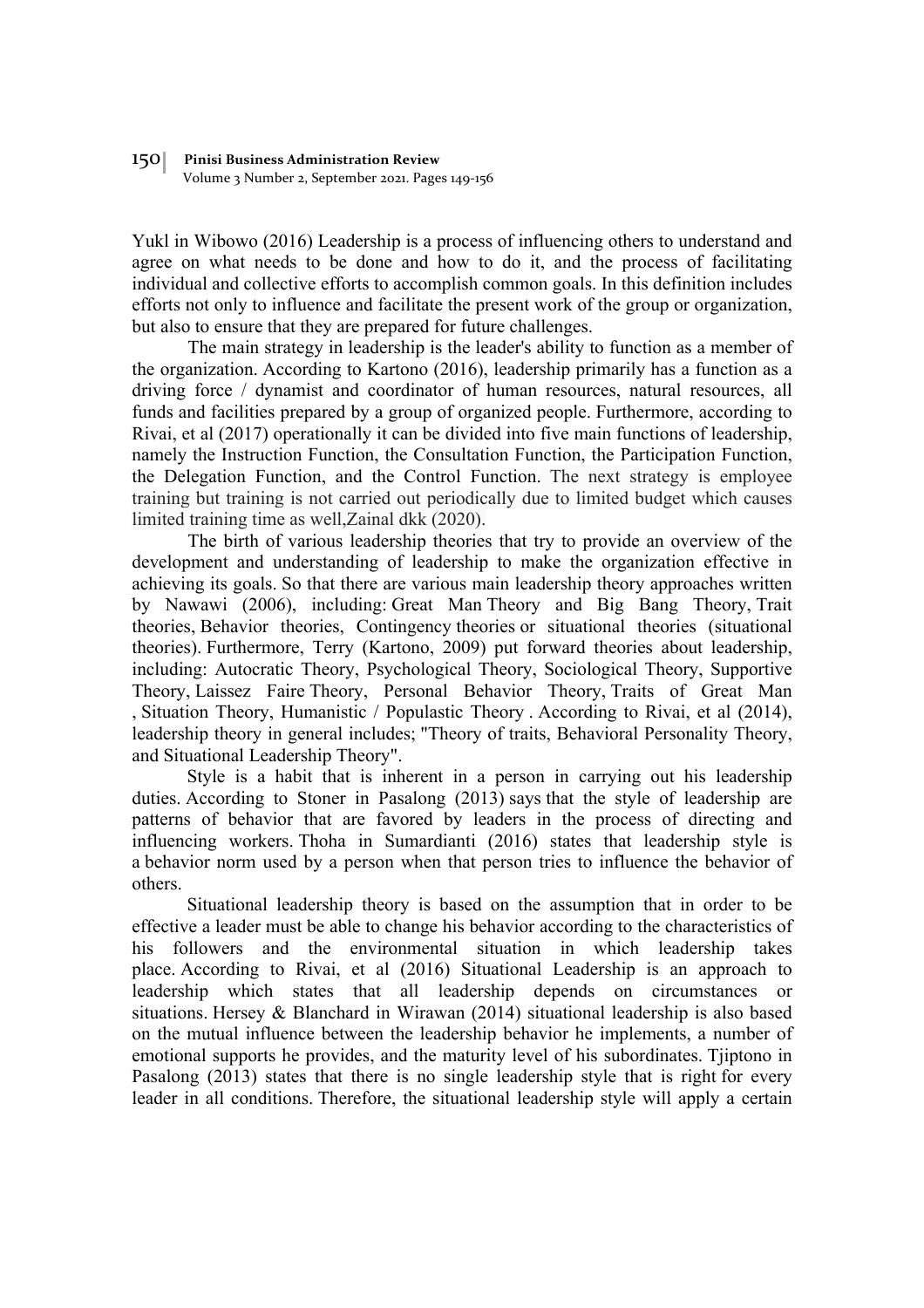Yukl in Wibowo (2016) Leadership is a process of influencing others to understand and agree on what needs to be done and how to do it, and the process of facilitating individual and collective efforts to accomplish common goals. In this definition includes efforts not only to influence and facilitate the present work of the group or organization, but also to ensure that they are prepared for future challenges.

The main strategy in leadership is the leader's ability to function as a member of the organization. According to Kartono (2016), leadership primarily has a function as a driving force / dynamist and coordinator of human resources, natural resources, all funds and facilities prepared by a group of organized people. Furthermore, according to Rivai, et al (2017) operationally it can be divided into five main functions of leadership, namely the Instruction Function, the Consultation Function, the Participation Function, the Delegation Function, and the Control Function. The next strategy is employee training but training is not carried out periodically due to limited budget which causes limited training time as well,Zainal dkk (2020).

The birth of various leadership theories that try to provide an overview of the development and understanding of leadership to make the organization effective in achieving its goals. So that there are various main leadership theory approaches written by Nawawi (2006), including: Great Man Theory and Big Bang Theory, Trait theories, Behavior theories, Contingency theories or situational theories (situational theories). Furthermore, Terry (Kartono, 2009) put forward theories about leadership, including: Autocratic Theory, Psychological Theory, Sociological Theory, Supportive Theory, Laissez Faire Theory, Personal Behavior Theory, Traits of Great Man , Situation Theory, Humanistic / Populastic Theory . According to Rivai, et al (2014), leadership theory in general includes; "Theory of traits, Behavioral Personality Theory, and Situational Leadership Theory".

Style is a habit that is inherent in a person in carrying out his leadership duties. According to Stoner in Pasalong (2013) says that the style of leadership are patterns of behavior that are favored by leaders in the process of directing and influencing workers. Thoha in Sumardianti (2016) states that leadership style is a behavior norm used by a person when that person tries to influence the behavior of others.

Situational leadership theory is based on the assumption that in order to be effective a leader must be able to change his behavior according to the characteristics of his followers and the environmental situation in which leadership takes place. According to Rivai, et al (2016) Situational Leadership is an approach to leadership which states that all leadership depends on circumstances or situations. Hersey & Blanchard in Wirawan (2014) situational leadership is also based on the mutual influence between the leadership behavior he implements, a number of emotional supports he provides, and the maturity level of his subordinates. Tjiptono in Pasalong (2013) states that there is no single leadership style that is right for every leader in all conditions. Therefore, the situational leadership style will apply a certain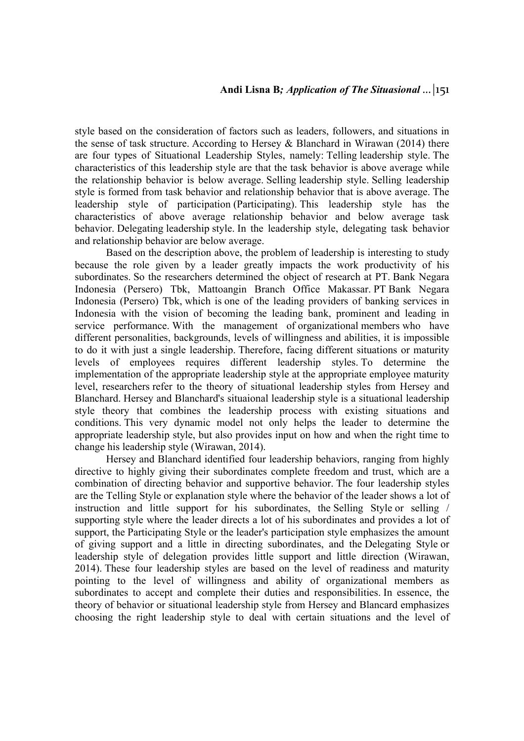style based on the consideration of factors such as leaders, followers, and situations in the sense of task structure. According to Hersey & Blanchard in Wirawan (2014) there are four types of Situational Leadership Styles, namely: Telling leadership style. The characteristics of this leadership style are that the task behavior is above average while the relationship behavior is below average. Selling leadership style. Selling leadership style is formed from task behavior and relationship behavior that is above average. The leadership style of participation (Participating). This leadership style has the characteristics of above average relationship behavior and below average task behavior. Delegating leadership style. In the leadership style, delegating task behavior and relationship behavior are below average.

Based on the description above, the problem of leadership is interesting to study because the role given by a leader greatly impacts the work productivity of his subordinates. So the researchers determined the object of research at PT. Bank Negara Indonesia (Persero) Tbk, Mattoangin Branch Office Makassar. PT Bank Negara Indonesia (Persero) Tbk, which is one of the leading providers of banking services in Indonesia with the vision of becoming the leading bank, prominent and leading in service performance. With the management of organizational members who have different personalities, backgrounds, levels of willingness and abilities, it is impossible to do it with just a single leadership. Therefore, facing different situations or maturity levels of employees requires different leadership styles. To determine the implementation of the appropriate leadership style at the appropriate employee maturity level, researchers refer to the theory of situational leadership styles from Hersey and Blanchard. Hersey and Blanchard's situaional leadership style is a situational leadership style theory that combines the leadership process with existing situations and conditions. This very dynamic model not only helps the leader to determine the appropriate leadership style, but also provides input on how and when the right time to change his leadership style (Wirawan, 2014).

Hersey and Blanchard identified four leadership behaviors, ranging from highly directive to highly giving their subordinates complete freedom and trust, which are a combination of directing behavior and supportive behavior. The four leadership styles are the Telling Style or explanation style where the behavior of the leader shows a lot of instruction and little support for his subordinates, the Selling Style or selling / supporting style where the leader directs a lot of his subordinates and provides a lot of support, the Participating Style or the leader's participation style emphasizes the amount of giving support and a little in directing subordinates, and the Delegating Style or leadership style of delegation provides little support and little direction (Wirawan, 2014). These four leadership styles are based on the level of readiness and maturity pointing to the level of willingness and ability of organizational members as subordinates to accept and complete their duties and responsibilities. In essence, the theory of behavior or situational leadership style from Hersey and Blancard emphasizes choosing the right leadership style to deal with certain situations and the level of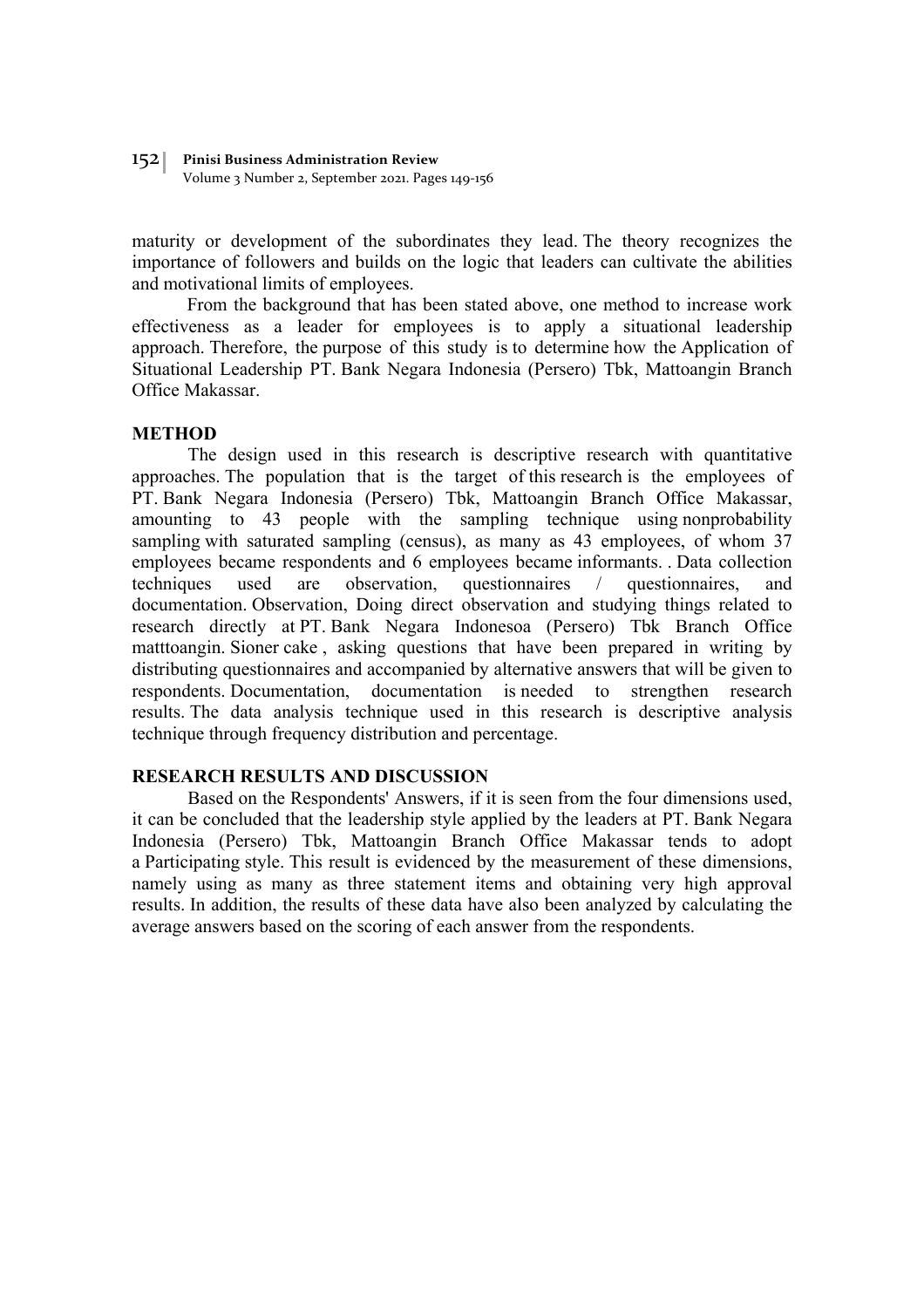maturity or development of the subordinates they lead. The theory recognizes the importance of followers and builds on the logic that leaders can cultivate the abilities and motivational limits of employees.

From the background that has been stated above, one method to increase work effectiveness as a leader for employees is to apply a situational leadership approach. Therefore, the purpose of this study is to determine how the Application of Situational Leadership PT. Bank Negara Indonesia (Persero) Tbk, Mattoangin Branch Office Makassar.

## METHOD

The design used in this research is descriptive research with quantitative approaches. The population that is the target of this research is the employees of PT. Bank Negara Indonesia (Persero) Tbk, Mattoangin Branch Office Makassar, amounting to 43 people with the sampling technique using nonprobability sampling with saturated sampling (census), as many as 43 employees, of whom 37 employees became respondents and 6 employees became informants. . Data collection techniques used are observation, questionnaires / questionnaires, and documentation. Observation, Doing direct observation and studying things related to research directly at PT. Bank Negara Indonesoa (Persero) Tbk Branch Office matttoangin. Sioner cake , asking questions that have been prepared in writing by distributing questionnaires and accompanied by alternative answers that will be given to respondents. Documentation, documentation is needed to strengthen research results. The data analysis technique used in this research is descriptive analysis technique through frequency distribution and percentage.

## RESEARCH RESULTS AND DISCUSSION

Based on the Respondents' Answers, if it is seen from the four dimensions used, it can be concluded that the leadership style applied by the leaders at PT. Bank Negara Indonesia (Persero) Tbk, Mattoangin Branch Office Makassar tends to adopt a Participating style. This result is evidenced by the measurement of these dimensions, namely using as many as three statement items and obtaining very high approval results. In addition, the results of these data have also been analyzed by calculating the average answers based on the scoring of each answer from the respondents.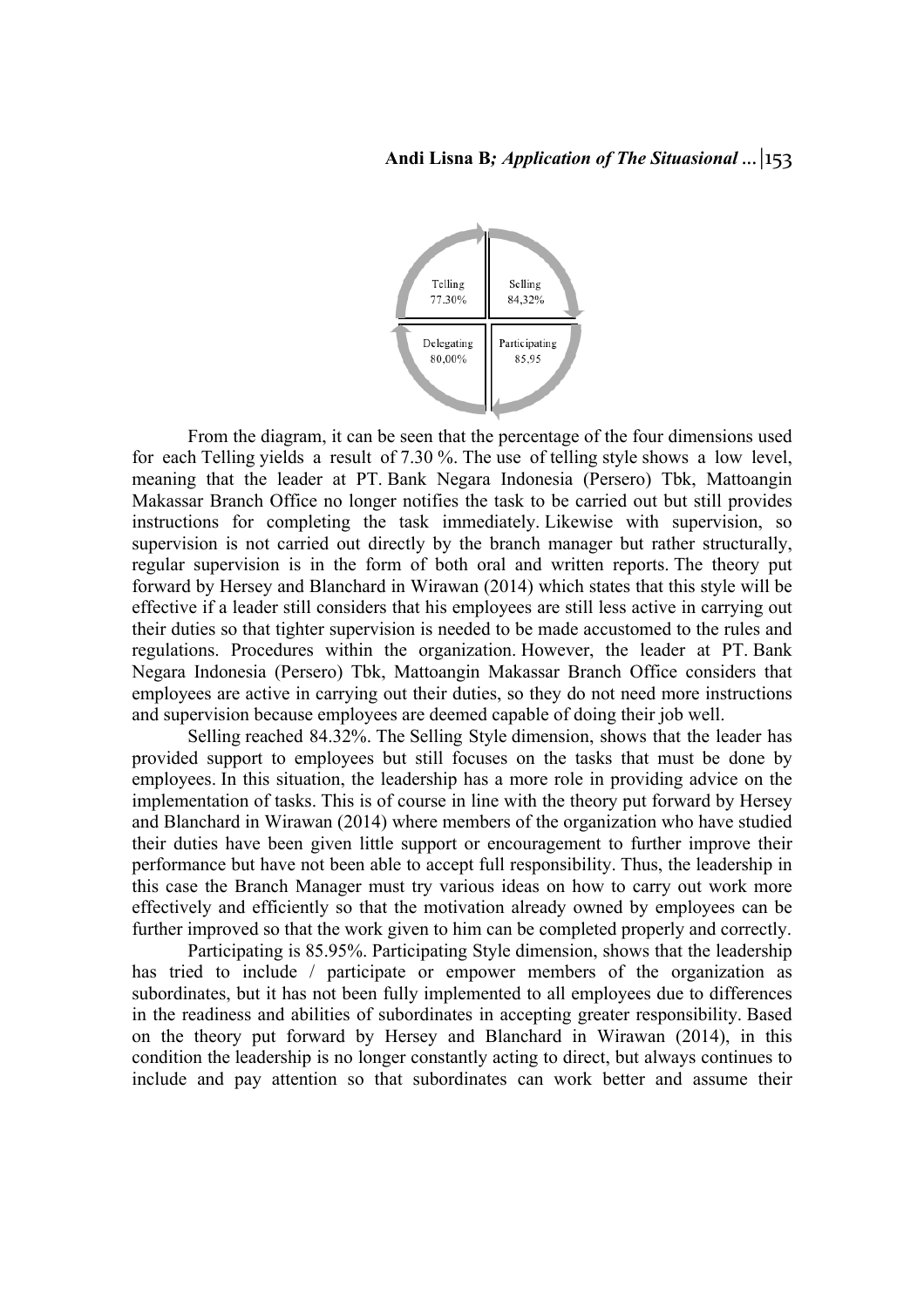Telling 77.30%

Selling 84,32%

Delegating 80,00%

Participating 85,95

From the diagram, it can be seen that the percentage of the four dimensions used for each Telling yields a result of 7.30 %. The use of telling style shows a low level, meaning that the leader at PT. Bank Negara Indonesia (Persero) Tbk, Mattoangin Makassar Branch Office no longer notifies the task to be carried out but still provides instructions for completing the task immediately. Likewise with supervision, so supervision is not carried out directly by the branch manager but rather structurally, regular supervision is in the form of both oral and written reports. The theory put forward by Hersey and Blanchard in Wirawan (2014) which states that this style will be effective if a leader still considers that his employees are still less active in carrying out their duties so that tighter supervision is needed to be made accustomed to the rules and regulations. Procedures within the organization. However, the leader at PT. Bank Negara Indonesia (Persero) Tbk, Mattoangin Makassar Branch Office considers that employees are active in carrying out their duties, so they do not need more instructions and supervision because employees are deemed capable of doing their job well.

Selling reached 84.32%. The Selling Style dimension, shows that the leader has provided support to employees but still focuses on the tasks that must be done by employees. In this situation, the leadership has a more role in providing advice on the implementation of tasks. This is of course in line with the theory put forward by Hersey and Blanchard in Wirawan (2014) where members of the organization who have studied their duties have been given little support or encouragement to further improve their performance but have not been able to accept full responsibility. Thus, the leadership in this case the Branch Manager must try various ideas on how to carry out work more effectively and efficiently so that the motivation already owned by employees can be further improved so that the work given to him can be completed properly and correctly.

Participating is 85.95%. Participating Style dimension, shows that the leadership has tried to include / participate or empower members of the organization as subordinates, but it has not been fully implemented to all employees due to differences in the readiness and abilities of subordinates in accepting greater responsibility. Based on the theory put forward by Hersey and Blanchard in Wirawan (2014), in this condition the leadership is no longer constantly acting to direct, but always continues to include and pay attention so that subordinates can work better and assume their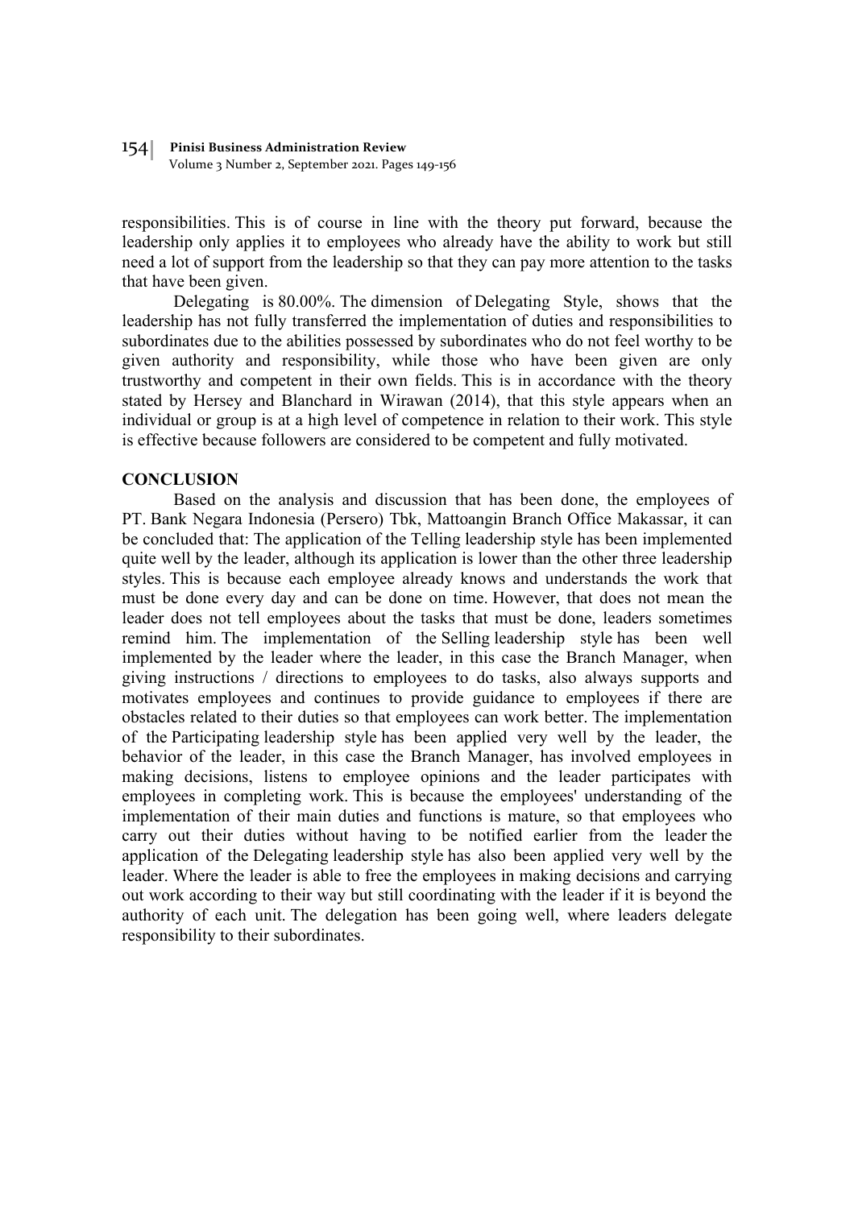responsibilities. This is of course in line with the theory put forward, because the leadership only applies it to employees who already have the ability to work but still need a lot of support from the leadership so that they can pay more attention to the tasks that have been given.

Delegating is 80.00%. The dimension of Delegating Style, shows that the leadership has not fully transferred the implementation of duties and responsibilities to subordinates due to the abilities possessed by subordinates who do not feel worthy to be given authority and responsibility, while those who have been given are only trustworthy and competent in their own fields. This is in accordance with the theory stated by Hersey and Blanchard in Wirawan (2014), that this style appears when an individual or group is at a high level of competence in relation to their work. This style is effective because followers are considered to be competent and fully motivated.

## CONCLUSION

Based on the analysis and discussion that has been done, the employees of PT. Bank Negara Indonesia (Persero) Tbk, Mattoangin Branch Office Makassar, it can be concluded that: The application of the Telling leadership style has been implemented quite well by the leader, although its application is lower than the other three leadership styles. This is because each employee already knows and understands the work that must be done every day and can be done on time. However, that does not mean the leader does not tell employees about the tasks that must be done, leaders sometimes remind him. The implementation of the Selling leadership style has been well implemented by the leader where the leader, in this case the Branch Manager, when giving instructions / directions to employees to do tasks, also always supports and motivates employees and continues to provide guidance to employees if there are obstacles related to their duties so that employees can work better. The implementation of the Participating leadership style has been applied very well by the leader, the behavior of the leader, in this case the Branch Manager, has involved employees in making decisions, listens to employee opinions and the leader participates with employees in completing work. This is because the employees' understanding of the implementation of their main duties and functions is mature, so that employees who carry out their duties without having to be notified earlier from the leader the application of the Delegating leadership style has also been applied very well by the leader. Where the leader is able to free the employees in making decisions and carrying out work according to their way but still coordinating with the leader if it is beyond the authority of each unit. The delegation has been going well, where leaders delegate responsibility to their subordinates.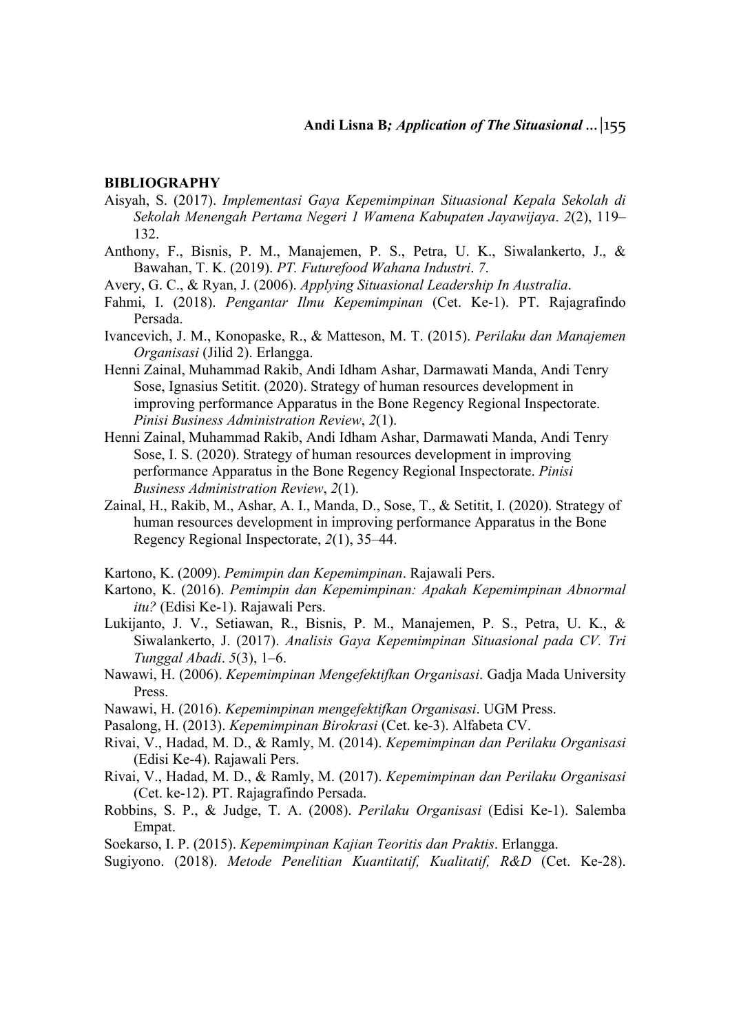**BIBLIOGRAPHY**

Aisyah, S. (2017). *Implementasi Gaya Kepemimpinan Situasional Kepala Sekolah di Sekolah Menengah Pertama Negeri 1 Wamena Kabupaten Jayawijaya*. *2*(2), 119–132.

Anthony, F., Bisnis, P. M., Manajemen, P. S., Petra, U. K., Siwalankerto, J., & Bawahan, T. K. (2019). *PT. Futurefood Wahana Industri*. *7*.

Avery, G. C., & Ryan, J. (2006). *Applying Situasional Leadership In Australia*.

Fahmi, I. (2018). *Pengantar Ilmu Kepemimpinan* (Cet. Ke-1). PT. Rajagrafindo Persada.

Ivancevich, J. M., Konopaske, R., & Matteson, M. T. (2015). *Perilaku dan Manajemen Organisasi* (Jilid 2). Erlangga.

Henni Zainal, Muhammad Rakib, Andi Idham Ashar, Darmawati Manda, Andi Tenry Sose, Ignasius Setitit. (2020). Strategy of human resources development in improving performance Apparatus in the Bone Regency Regional Inspectorate. *Pinisi Business Administration Review*, *2*(1).

Henni Zainal, Muhammad Rakib, Andi Idham Ashar, Darmawati Manda, Andi Tenry Sose, I. S. (2020). Strategy of human resources development in improving performance Apparatus in the Bone Regency Regional Inspectorate. *Pinisi Business Administration Review*, *2*(1).

Zainal, H., Rakib, M., Ashar, A. I., Manda, D., Sose, T., & Setitit, I. (2020). Strategy of human resources development in improving performance Apparatus in the Bone Regency Regional Inspectorate, *2*(1), 35–44.

Kartono, K. (2009). *Pemimpin dan Kepemimpinan*. Rajawali Pers.

Kartono, K. (2016). *Pemimpin dan Kepemimpinan: Apakah Kepemimpinan Abnormal itu?* (Edisi Ke-1). Rajawali Pers.

Lukijanto, J. V., Setiawan, R., Bisnis, P. M., Manajemen, P. S., Petra, U. K., & Siwalankerto, J. (2017). *Analisis Gaya Kepemimpinan Situasional pada CV. Tri Tunggal Abadi*. *5*(3), 1–6.

Nawawi, H. (2006). *Kepemimpinan Mengefektifkan Organisasi*. Gadja Mada University Press.

Nawawi, H. (2016). *Kepemimpinan mengefektifkan Organisasi*. UGM Press.

Pasalong, H. (2013). *Kepemimpinan Birokrasi* (Cet. ke-3). Alfabeta CV.

Rivai, V., Hadad, M. D., & Ramly, M. (2014). *Kepemimpinan dan Perilaku Organisasi* (Edisi Ke-4). Rajawali Pers.

Rivai, V., Hadad, M. D., & Ramly, M. (2017). *Kepemimpinan dan Perilaku Organisasi* (Cet. ke-12). PT. Rajagrafindo Persada.

Robbins, S. P., & Judge, T. A. (2008). *Perilaku Organisasi* (Edisi Ke-1). Salemba Empat.

Soekarso, I. P. (2015). *Kepemimpinan Kajian Teoritis dan Praktis*. Erlangga.

Sugiyono. (2018). *Metode Penelitian Kuantitatif, Kualitatif, R&D* (Cet. Ke-28).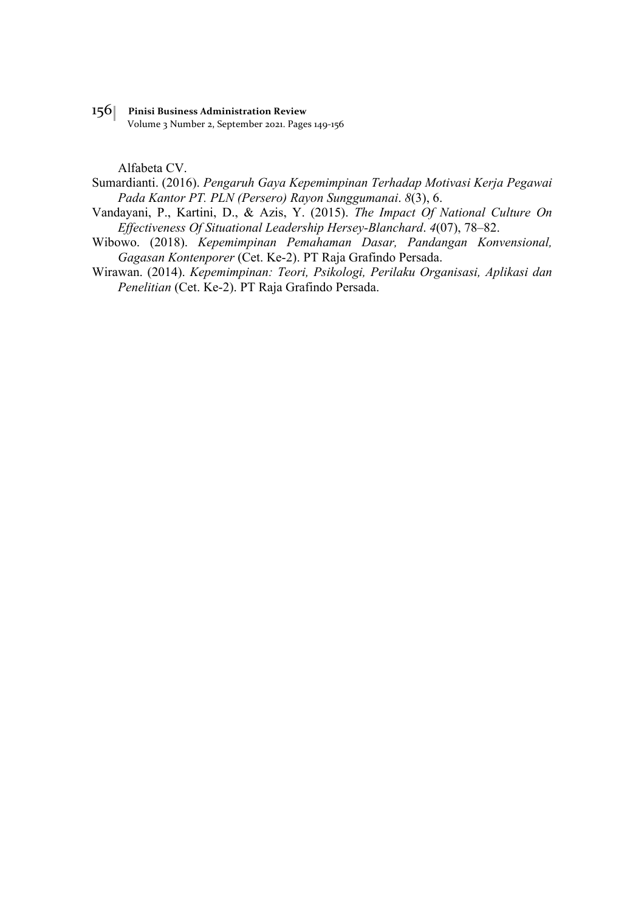Alfabeta CV.

Sumardianti. (2016). *Pengaruh Gaya Kepemimpinan Terhadap Motivasi Kerja Pegawai Pada Kantor PT. PLN (Persero) Rayon Sunggumanai*. *8*(3), 6.

Vandayani, P., Kartini, D., & Azis, Y. (2015). *The Impact Of National Culture On Effectiveness Of Situational Leadership Hersey-Blanchard*. *4*(07), 78–82.

Wibowo. (2018). *Kepemimpinan Pemahaman Dasar, Pandangan Konvensional, Gagasan Kontenporer* (Cet. Ke-2). PT Raja Grafindo Persada.

Wirawan. (2014). *Kepemimpinan: Teori, Psikologi, Perilaku Organisasi, Aplikasi dan Penelitian* (Cet. Ke-2). PT Raja Grafindo Persada.